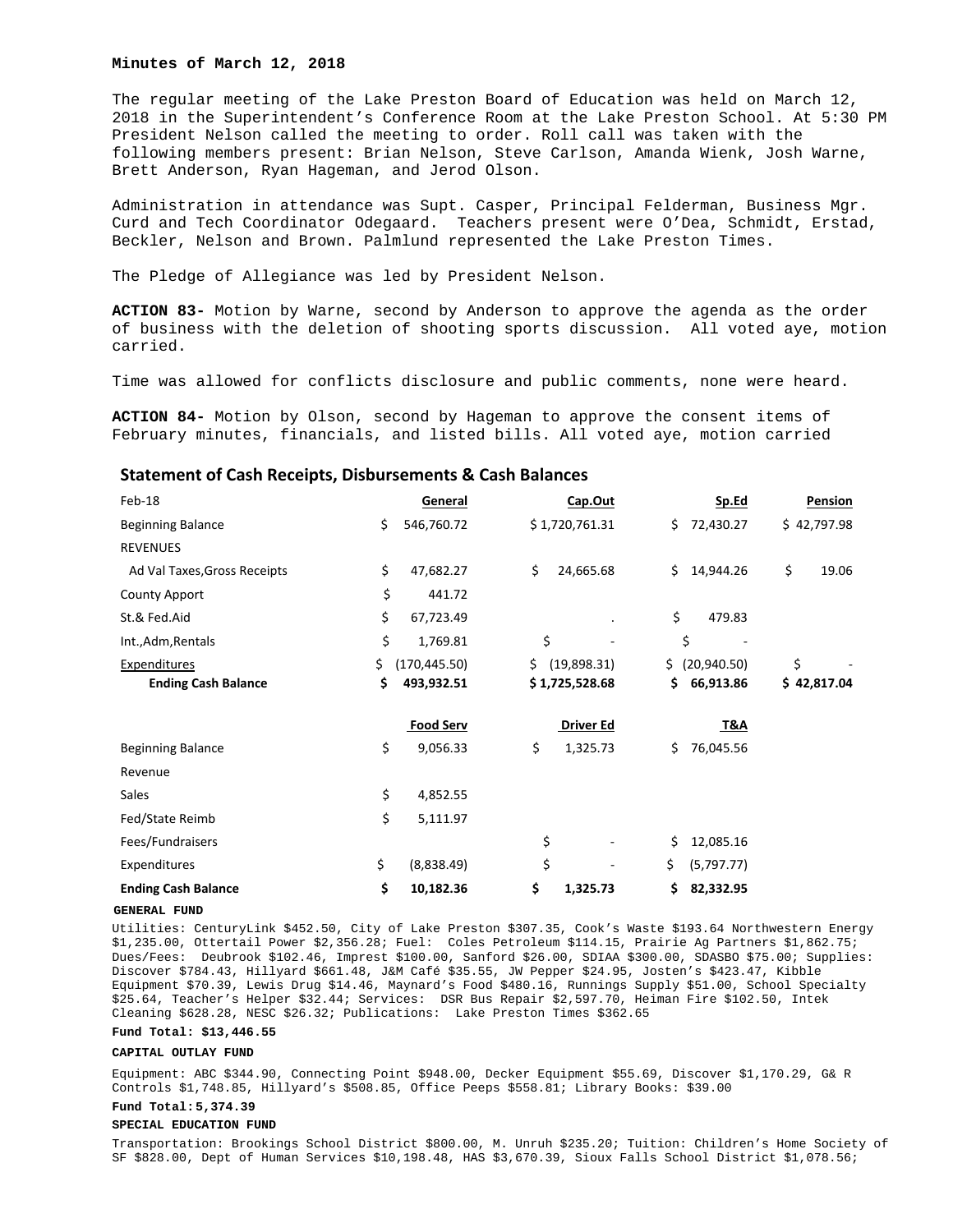**Minutes of March 12, 2018**

The regular meeting of the Lake Preston Board of Education was held on March 12, 2018 in the Superintendent's Conference Room at the Lake Preston School. At 5:30 PM President Nelson called the meeting to order. Roll call was taken with the following members present: Brian Nelson, Steve Carlson, Amanda Wienk, Josh Warne, Brett Anderson, Ryan Hageman, and Jerod Olson.

Administration in attendance was Supt. Casper, Principal Felderman, Business Mgr. Curd and Tech Coordinator Odegaard. Teachers present were O'Dea, Schmidt, Erstad, Beckler, Nelson and Brown. Palmlund represented the Lake Preston Times.

The Pledge of Allegiance was led by President Nelson.

**ACTION 83-** Motion by Warne, second by Anderson to approve the agenda as the order of business with the deletion of shooting sports discussion. All voted aye, motion carried.

Time was allowed for conflicts disclosure and public comments, none were heard.

**ACTION 84-** Motion by Olson, second by Hageman to approve the consent items of February minutes, financials, and listed bills. All voted aye, motion carried

## Statement of Cash Receipts, Disbursements & Cash Balances

| Feb-18 | General | Cap.Out | Sp.Ed | Pension |
|---|---|---|---|---|
| Beginning Balance | $ 546,760.72 | $ 1,720,761.31 | $ 72,430.27 | $ 42,797.98 |
| REVENUES | | | | |
| Ad Val Taxes,Gross Receipts | $ 47,682.27 | $ 24,665.68 | $ 14,944.26 | $ 19.06 |
| County Apport | $ 441.72 | | | |
| St.& Fed.Aid | $ 67,723.49 | . | $ 479.83 | |
| Int.,Adm,Rentals | $ 1,769.81 | $ - | $ - | |
| Expenditures | $ (170,445.50) | $ (19,898.31) | $ (20,940.50) | $ - |
| **Ending Cash Balance** | **$ 493,932.51** | **$ 1,725,528.68** | **$ 66,913.86** | **$ 42,817.04** |

| | Food Serv | Driver Ed | T&A |
|---|---|---|---|
| Beginning Balance | $ 9,056.33 | $ 1,325.73 | $ 76,045.56 |
| Revenue | | | |
| Sales | $ 4,852.55 | | |
| Fed/State Reimb | $ 5,111.97 | | |
| Fees/Fundraisers | | $ - | $ 12,085.16 |
| Expenditures | $ (8,838.49) | $ - | $ (5,797.77) |
| **Ending Cash Balance** | **$ 10,182.36** | **$ 1,325.73** | **$ 82,332.95** |

**GENERAL FUND**

Utilities: CenturyLink $452.50, City of Lake Preston $307.35, Cook's Waste $193.64 Northwestern Energy $1,235.00, Ottertail Power $2,356.28; Fuel: Coles Petroleum $114.15, Prairie Ag Partners $1,862.75; Dues/Fees: Deubrook $102.46, Imprest $100.00, Sanford $26.00, SDIAA $300.00, SDASBO $75.00; Supplies: Discover $784.43, Hillyard $661.48, J&M Café $35.55, JW Pepper $24.95, Josten's $423.47, Kibble Equipment $70.39, Lewis Drug $14.46, Maynard's Food $480.16, Runnings Supply $51.00, School Specialty $25.64, Teacher's Helper $32.44; Services: DSR Bus Repair $2,597.70, Heiman Fire $102.50, Intek Cleaning $628.28, NESC $26.32; Publications: Lake Preston Times $362.65

**Fund Total: $13,446.55**

**CAPITAL OUTLAY FUND**

Equipment: ABC $344.90, Connecting Point $948.00, Decker Equipment $55.69, Discover $1,170.29, G& R Controls $1,748.85, Hillyard's $508.85, Office Peeps $558.81; Library Books: $39.00

**Fund Total:5,374.39**

**SPECIAL EDUCATION FUND**

Transportation: Brookings School District $800.00, M. Unruh $235.20; Tuition: Children's Home Society of SF $828.00, Dept of Human Services $10,198.48, HAS $3,670.39, Sioux Falls School District $1,078.56;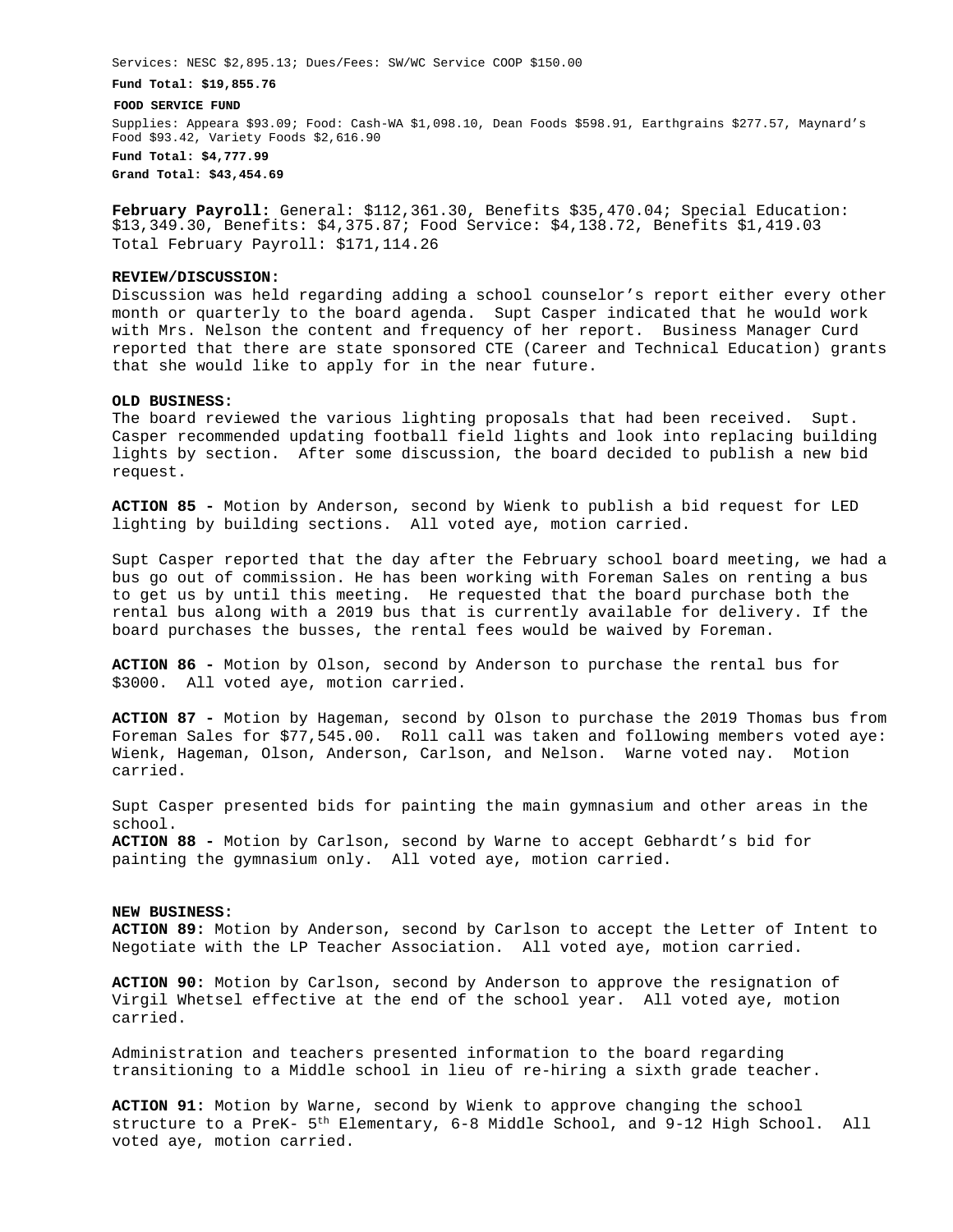Services: NESC $2,895.13; Dues/Fees: SW/WC Service COOP $150.00

**Fund Total: $19,855.76**

**FOOD SERVICE FUND**

Supplies: Appeara $93.09; Food: Cash-WA $1,098.10, Dean Foods $598.91, Earthgrains $277.57, Maynard's Food $93.42, Variety Foods $2,616.90

**Fund Total: $4,777.99**

**Grand Total: $43,454.69**

**February Payroll:** General: $112,361.30, Benefits $35,470.04; Special Education: $13,349.30, Benefits: $4,375.87; Food Service: $4,138.72, Benefits $1,419.03
Total February Payroll: $171,114.26

**REVIEW/DISCUSSION:**
Discussion was held regarding adding a school counselor's report either every other month or quarterly to the board agenda. Supt Casper indicated that he would work with Mrs. Nelson the content and frequency of her report. Business Manager Curd reported that there are state sponsored CTE (Career and Technical Education) grants that she would like to apply for in the near future.

**OLD BUSINESS:**
The board reviewed the various lighting proposals that had been received. Supt. Casper recommended updating football field lights and look into replacing building lights by section. After some discussion, the board decided to publish a new bid request.

**ACTION 85 -** Motion by Anderson, second by Wienk to publish a bid request for LED lighting by building sections. All voted aye, motion carried.

Supt Casper reported that the day after the February school board meeting, we had a bus go out of commission. He has been working with Foreman Sales on renting a bus to get us by until this meeting. He requested that the board purchase both the rental bus along with a 2019 bus that is currently available for delivery. If the board purchases the busses, the rental fees would be waived by Foreman.

**ACTION 86 -** Motion by Olson, second by Anderson to purchase the rental bus for $3000. All voted aye, motion carried.

**ACTION 87 -** Motion by Hageman, second by Olson to purchase the 2019 Thomas bus from Foreman Sales for $77,545.00. Roll call was taken and following members voted aye: Wienk, Hageman, Olson, Anderson, Carlson, and Nelson. Warne voted nay. Motion carried.

Supt Casper presented bids for painting the main gymnasium and other areas in the school.
**ACTION 88 -** Motion by Carlson, second by Warne to accept Gebhardt's bid for painting the gymnasium only. All voted aye, motion carried.

**NEW BUSINESS:**
**ACTION 89:** Motion by Anderson, second by Carlson to accept the Letter of Intent to Negotiate with the LP Teacher Association. All voted aye, motion carried.

**ACTION 90:** Motion by Carlson, second by Anderson to approve the resignation of Virgil Whetsel effective at the end of the school year. All voted aye, motion carried.

Administration and teachers presented information to the board regarding transitioning to a Middle school in lieu of re-hiring a sixth grade teacher.

**ACTION 91:** Motion by Warne, second by Wienk to approve changing the school structure to a PreK- 5th Elementary, 6-8 Middle School, and 9-12 High School. All voted aye, motion carried.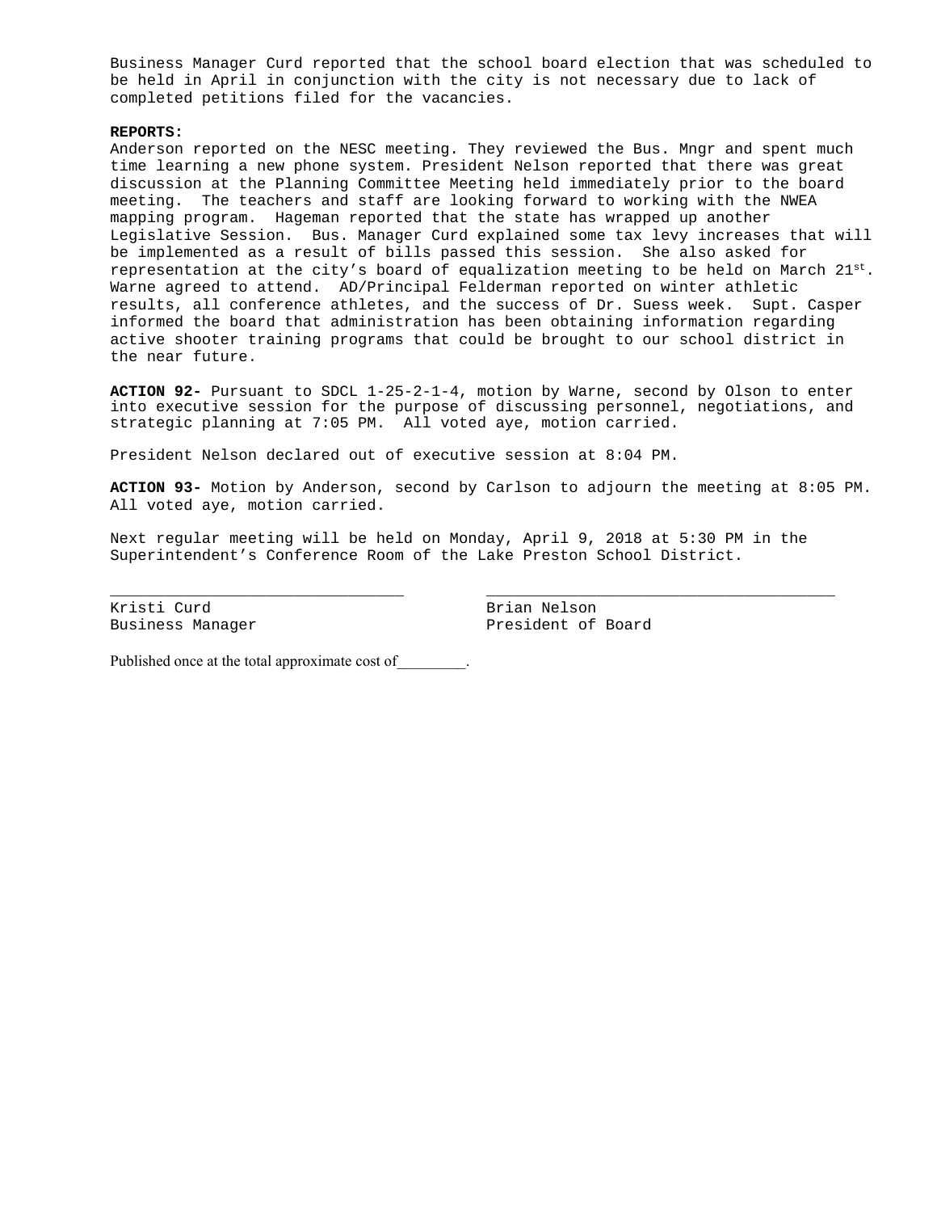Business Manager Curd reported that the school board election that was scheduled to be held in April in conjunction with the city is not necessary due to lack of completed petitions filed for the vacancies.

**REPORTS:**
Anderson reported on the NESC meeting. They reviewed the Bus. Mngr and spent much time learning a new phone system. President Nelson reported that there was great discussion at the Planning Committee Meeting held immediately prior to the board meeting. The teachers and staff are looking forward to working with the NWEA mapping program. Hageman reported that the state has wrapped up another Legislative Session. Bus. Manager Curd explained some tax levy increases that will be implemented as a result of bills passed this session. She also asked for representation at the city's board of equalization meeting to be held on March 21st. Warne agreed to attend. AD/Principal Felderman reported on winter athletic results, all conference athletes, and the success of Dr. Suess week. Supt. Casper informed the board that administration has been obtaining information regarding active shooter training programs that could be brought to our school district in the near future.

**ACTION 92-** Pursuant to SDCL 1-25-2-1-4, motion by Warne, second by Olson to enter into executive session for the purpose of discussing personnel, negotiations, and strategic planning at 7:05 PM. All voted aye, motion carried.

President Nelson declared out of executive session at 8:04 PM.

**ACTION 93-** Motion by Anderson, second by Carlson to adjourn the meeting at 8:05 PM. All voted aye, motion carried.

Next regular meeting will be held on Monday, April 9, 2018 at 5:30 PM in the Superintendent's Conference Room of the Lake Preston School District.

| | |
|---|---|
| \_\_\_\_\_\_\_\_\_\_\_\_\_\_\_\_\_\_\_\_\_\_\_\_\_\_\_\_\_\_\_\_ | \_\_\_\_\_\_\_\_\_\_\_\_\_\_\_\_\_\_\_\_\_\_\_\_\_\_\_\_\_\_\_\_\_\_\_\_\_\_ |
| Kristi Curd<br>Business Manager | Brian Nelson<br>President of Board |

Published once at the total approximate cost of\_\_\_\_\_\_\_\_\_.